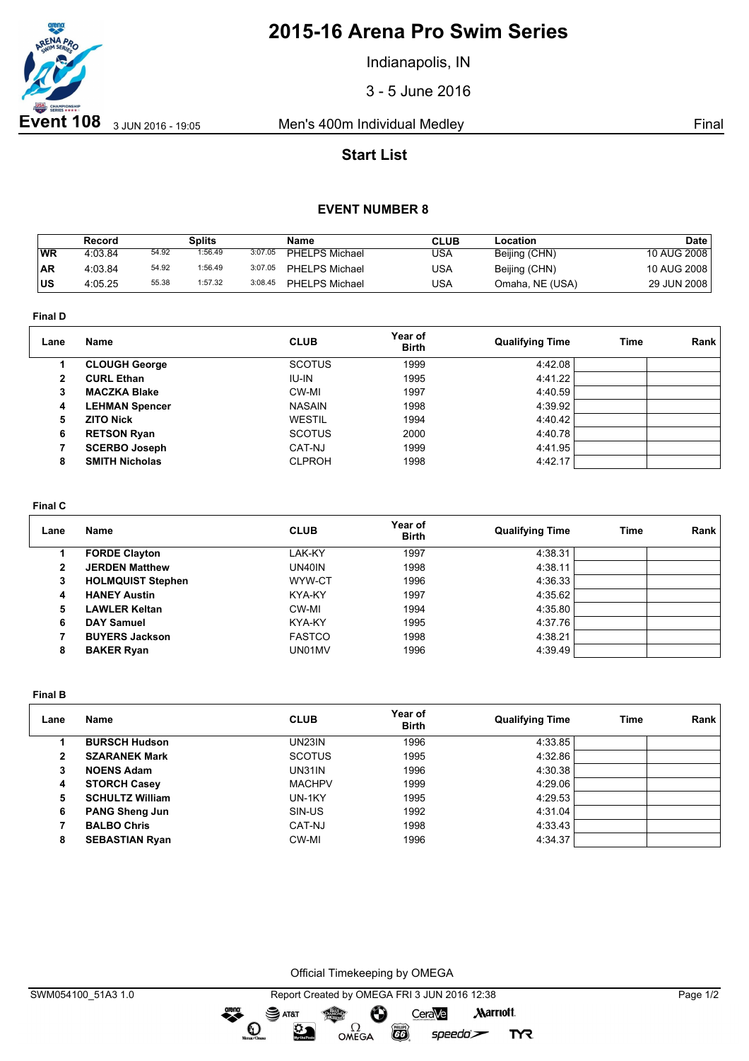# 2015-16 Arena Pro Swim Series

Indianapolis, IN

3 - 5 June 2016

**Event 108** 3 JUN 2016 - 19:05 — Men's 400m Individual Medley — Final

## Start List

### EVENT NUMBER 8

| | Record | | Splits | | Name | CLUB | Location | Date |
|---|---|---|---|---|---|---|---|---|
| WR | 4:03.84 | 54.92 | 1:56.49 | 3:07.05 | PHELPS Michael | USA | Beijing (CHN) | 10 AUG 2008 |
| AR | 4:03.84 | 54.92 | 1:56.49 | 3:07.05 | PHELPS Michael | USA | Beijing (CHN) | 10 AUG 2008 |
| US | 4:05.25 | 55.38 | 1:57.32 | 3:08.45 | PHELPS Michael | USA | Omaha, NE (USA) | 29 JUN 2008 |

**Final D**

| Lane | Name | CLUB | Year of Birth | Qualifying Time | Time | Rank |
|---|---|---|---|---|---|---|
| 1 | **CLOUGH George** | SCOTUS | 1999 | 4:42.08 | | |
| 2 | **CURL Ethan** | IU-IN | 1995 | 4:41.22 | | |
| 3 | **MACZKA Blake** | CW-MI | 1997 | 4:40.59 | | |
| 4 | **LEHMAN Spencer** | NASAIN | 1998 | 4:39.92 | | |
| 5 | **ZITO Nick** | WESTIL | 1994 | 4:40.42 | | |
| 6 | **RETSON Ryan** | SCOTUS | 2000 | 4:40.78 | | |
| 7 | **SCERBO Joseph** | CAT-NJ | 1999 | 4:41.95 | | |
| 8 | **SMITH Nicholas** | CLPROH | 1998 | 4:42.17 | | |

**Final C**

| Lane | Name | CLUB | Year of Birth | Qualifying Time | Time | Rank |
|---|---|---|---|---|---|---|
| 1 | **FORDE Clayton** | LAK-KY | 1997 | 4:38.31 | | |
| 2 | **JERDEN Matthew** | UN40IN | 1998 | 4:38.11 | | |
| 3 | **HOLMQUIST Stephen** | WYW-CT | 1996 | 4:36.33 | | |
| 4 | **HANEY Austin** | KYA-KY | 1997 | 4:35.62 | | |
| 5 | **LAWLER Keltan** | CW-MI | 1994 | 4:35.80 | | |
| 6 | **DAY Samuel** | KYA-KY | 1995 | 4:37.76 | | |
| 7 | **BUYERS Jackson** | FASTCO | 1998 | 4:38.21 | | |
| 8 | **BAKER Ryan** | UN01MV | 1996 | 4:39.49 | | |

**Final B**

| Lane | Name | CLUB | Year of Birth | Qualifying Time | Time | Rank |
|---|---|---|---|---|---|---|
| 1 | **BURSCH Hudson** | UN23IN | 1996 | 4:33.85 | | |
| 2 | **SZARANEK Mark** | SCOTUS | 1995 | 4:32.86 | | |
| 3 | **NOENS Adam** | UN31IN | 1996 | 4:30.38 | | |
| 4 | **STORCH Casey** | MACHPV | 1999 | 4:29.06 | | |
| 5 | **SCHULTZ William** | UN-1KY | 1995 | 4:29.53 | | |
| 6 | **PANG Sheng Jun** | SIN-US | 1992 | 4:31.04 | | |
| 7 | **BALBO Chris** | CAT-NJ | 1998 | 4:33.43 | | |
| 8 | **SEBASTIAN Ryan** | CW-MI | 1996 | 4:34.37 | | |

Official Timekeeping by OMEGA

SWM054100_51A3 1.0 — Report Created by OMEGA FRI 3 JUN 2016 12:38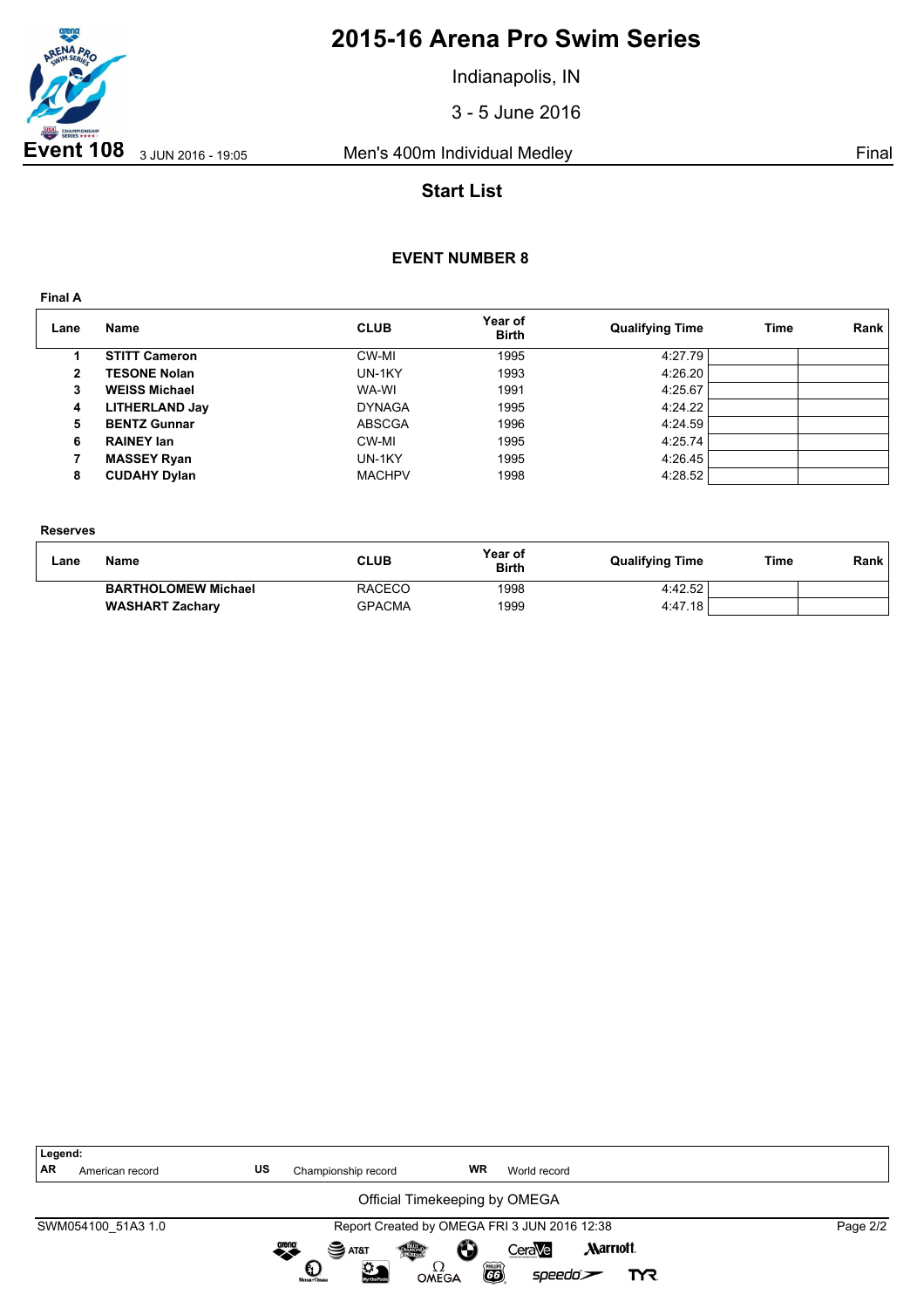# 2015-16 Arena Pro Swim Series

Indianapolis, IN

3 - 5 June 2016

**Event 108** 3 JUN 2016 - 19:05 Men's 400m Individual Medley Final

## Start List

### EVENT NUMBER 8

**Final A**

| Lane | Name | CLUB | Year of Birth | Qualifying Time | Time | Rank |
|---|---|---|---|---|---|---|
| 1 | **STITT Cameron** | CW-MI | 1995 | 4:27.79 | | |
| 2 | **TESONE Nolan** | UN-1KY | 1993 | 4:26.20 | | |
| 3 | **WEISS Michael** | WA-WI | 1991 | 4:25.67 | | |
| 4 | **LITHERLAND Jay** | DYNAGA | 1995 | 4:24.22 | | |
| 5 | **BENTZ Gunnar** | ABSCGA | 1996 | 4:24.59 | | |
| 6 | **RAINEY Ian** | CW-MI | 1995 | 4:25.74 | | |
| 7 | **MASSEY Ryan** | UN-1KY | 1995 | 4:26.45 | | |
| 8 | **CUDAHY Dylan** | MACHPV | 1998 | 4:28.52 | | |

**Reserves**

| Lane | Name | CLUB | Year of Birth | Qualifying Time | Time | Rank |
|---|---|---|---|---|---|---|
| | **BARTHOLOMEW Michael** | RACECO | 1998 | 4:42.52 | | |
| | **WASHART Zachary** | GPACMA | 1999 | 4:47.18 | | |

**Legend:**
**AR** American record **US** Championship record **WR** World record

Official Timekeeping by OMEGA

SWM054100_51A3 1.0 Report Created by OMEGA FRI 3 JUN 2016 12:38